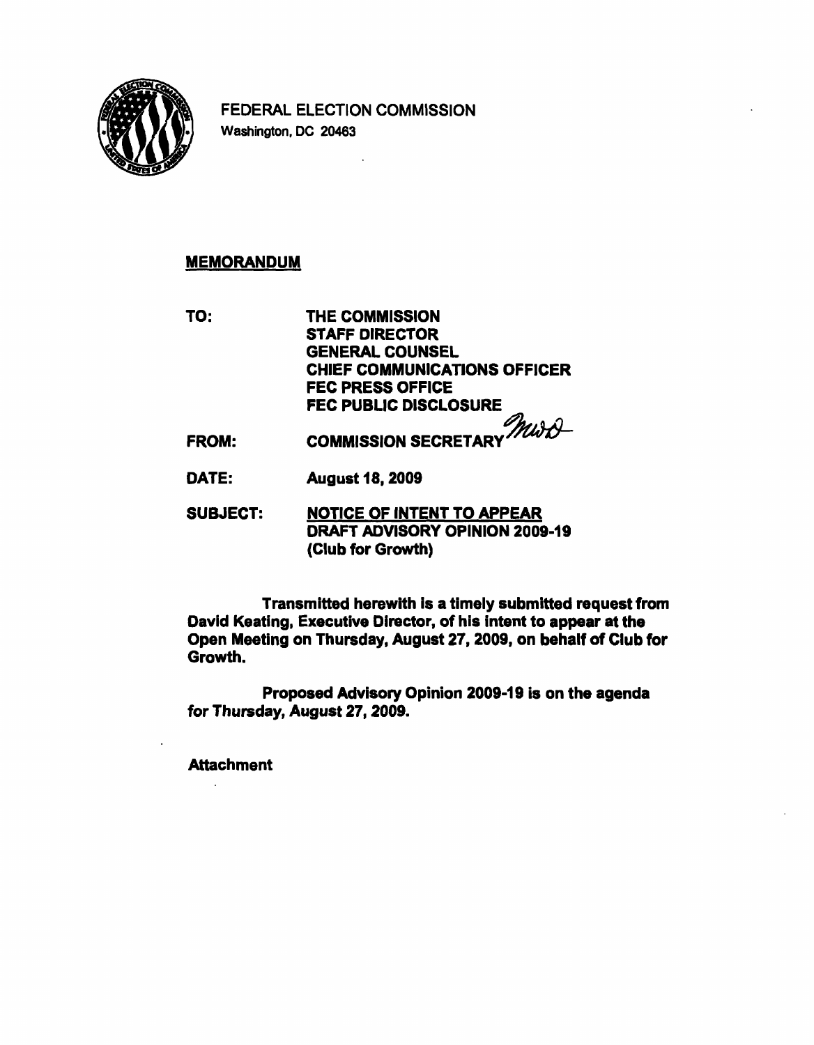FEDERAL ELECTION COMMISSION
Washington, DC 20463

## MEMORANDUM

**TO:** THE COMMISSION
STAFF DIRECTOR
GENERAL COUNSEL
CHIEF COMMUNICATIONS OFFICER
FEC PRESS OFFICE
FEC PUBLIC DISCLOSURE

**FROM:** COMMISSION SECRETARY

**DATE:** August 18, 2009

**SUBJECT:** NOTICE OF INTENT TO APPEAR
DRAFT ADVISORY OPINION 2009-19
(Club for Growth)

Transmitted herewith is a timely submitted request from David Keating, Executive Director, of his intent to appear at the Open Meeting on Thursday, August 27, 2009, on behalf of Club for Growth.

Proposed Advisory Opinion 2009-19 is on the agenda for Thursday, August 27, 2009.

Attachment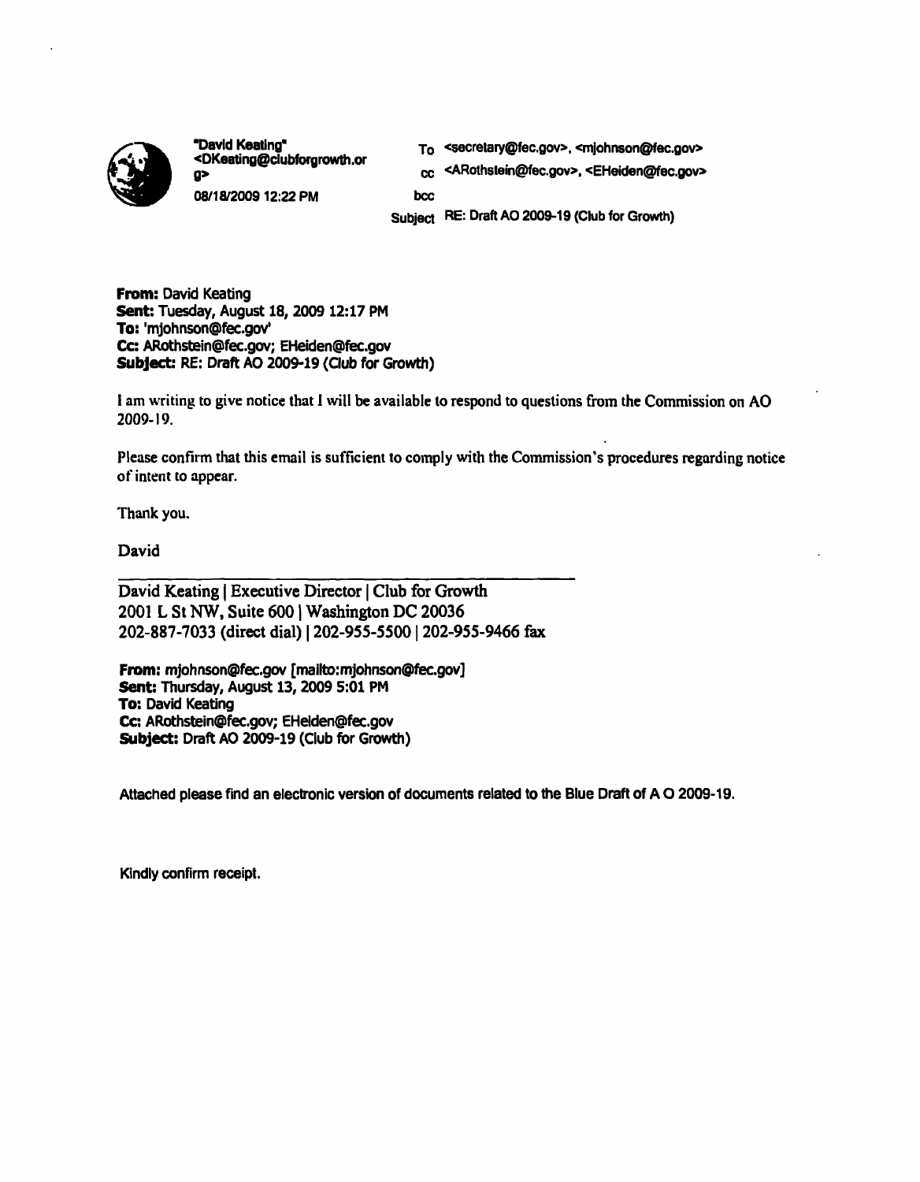"David Keating" <DKeating@clubforgrowth.org>

08/18/2009 12:22 PM

To <secretary@fec.gov>, <mjohnson@fec.gov>

cc <ARothstein@fec.gov>, <EHeiden@fec.gov>

bcc

Subject RE: Draft AO 2009-19 (Club for Growth)

**From:** David Keating
**Sent:** Tuesday, August 18, 2009 12:17 PM
**To:** 'mjohnson@fec.gov'
**Cc:** ARothstein@fec.gov; EHeiden@fec.gov
**Subject:** RE: Draft AO 2009-19 (Club for Growth)

I am writing to give notice that I will be available to respond to questions from the Commission on AO 2009-19.

Please confirm that this email is sufficient to comply with the Commission's procedures regarding notice of intent to appear.

Thank you.

David

---

David Keating | Executive Director | Club for Growth
2001 L St NW, Suite 600 | Washington DC 20036
202-887-7033 (direct dial) | 202-955-5500 | 202-955-9466 fax

**From:** mjohnson@fec.gov [mailto:mjohnson@fec.gov]
**Sent:** Thursday, August 13, 2009 5:01 PM
**To:** David Keating
**Cc:** ARothstein@fec.gov; EHeiden@fec.gov
**Subject:** Draft AO 2009-19 (Club for Growth)

Attached please find an electronic version of documents related to the Blue Draft of A O 2009-19.

Kindly confirm receipt.